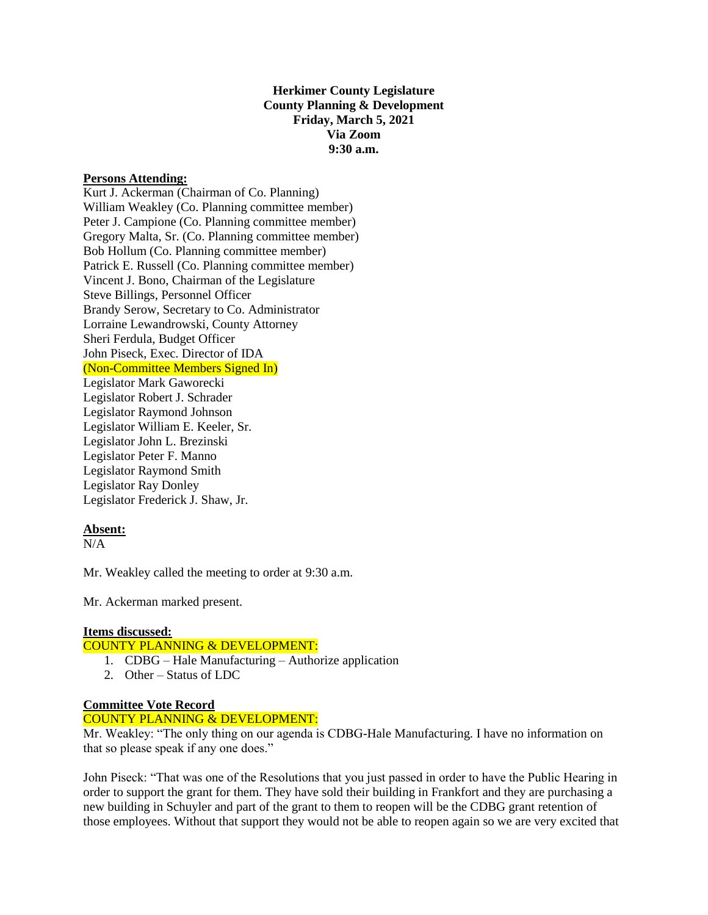**Herkimer County Legislature**
**County Planning & Development**
**Friday, March 5, 2021**
**Via Zoom**
**9:30 a.m.**

**Persons Attending:**

Kurt J. Ackerman (Chairman of Co. Planning)
William Weakley (Co. Planning committee member)
Peter J. Campione (Co. Planning committee member)
Gregory Malta, Sr. (Co. Planning committee member)
Bob Hollum (Co. Planning committee member)
Patrick E. Russell (Co. Planning committee member)
Vincent J. Bono, Chairman of the Legislature
Steve Billings, Personnel Officer
Brandy Serow, Secretary to Co. Administrator
Lorraine Lewandrowski, County Attorney
Sheri Ferdula, Budget Officer
John Piseck, Exec. Director of IDA
(Non-Committee Members Signed In)
Legislator Mark Gaworecki
Legislator Robert J. Schrader
Legislator Raymond Johnson
Legislator William E. Keeler, Sr.
Legislator John L. Brezinski
Legislator Peter F. Manno
Legislator Raymond Smith
Legislator Ray Donley
Legislator Frederick J. Shaw, Jr.

**Absent:**

N/A

Mr. Weakley called the meeting to order at 9:30 a.m.

Mr. Ackerman marked present.

**Items discussed:**

COUNTY PLANNING & DEVELOPMENT:

1. CDBG – Hale Manufacturing – Authorize application
2. Other – Status of LDC

**Committee Vote Record**

COUNTY PLANNING & DEVELOPMENT:

Mr. Weakley: "The only thing on our agenda is CDBG-Hale Manufacturing. I have no information on that so please speak if any one does."

John Piseck: "That was one of the Resolutions that you just passed in order to have the Public Hearing in order to support the grant for them. They have sold their building in Frankfort and they are purchasing a new building in Schuyler and part of the grant to them to reopen will be the CDBG grant retention of those employees. Without that support they would not be able to reopen again so we are very excited that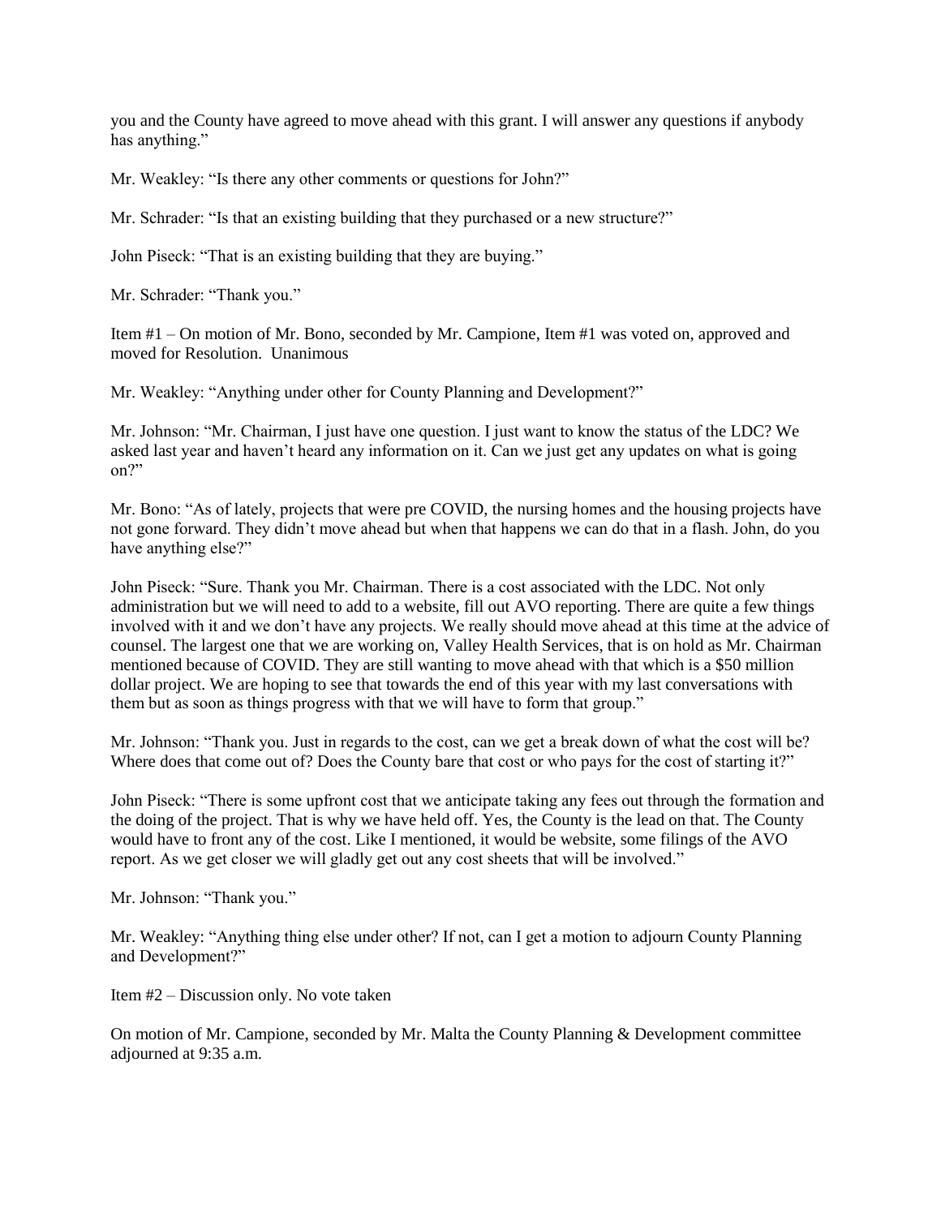you and the County have agreed to move ahead with this grant. I will answer any questions if anybody has anything."

Mr. Weakley: "Is there any other comments or questions for John?"

Mr. Schrader: "Is that an existing building that they purchased or a new structure?"

John Piseck: "That is an existing building that they are buying."

Mr. Schrader: "Thank you."

Item #1 – On motion of Mr. Bono, seconded by Mr. Campione, Item #1 was voted on, approved and moved for Resolution. Unanimous

Mr. Weakley: "Anything under other for County Planning and Development?"

Mr. Johnson: "Mr. Chairman, I just have one question. I just want to know the status of the LDC? We asked last year and haven't heard any information on it. Can we just get any updates on what is going on?"

Mr. Bono: "As of lately, projects that were pre COVID, the nursing homes and the housing projects have not gone forward. They didn't move ahead but when that happens we can do that in a flash. John, do you have anything else?"

John Piseck: "Sure. Thank you Mr. Chairman. There is a cost associated with the LDC. Not only administration but we will need to add to a website, fill out AVO reporting. There are quite a few things involved with it and we don't have any projects. We really should move ahead at this time at the advice of counsel. The largest one that we are working on, Valley Health Services, that is on hold as Mr. Chairman mentioned because of COVID. They are still wanting to move ahead with that which is a $50 million dollar project. We are hoping to see that towards the end of this year with my last conversations with them but as soon as things progress with that we will have to form that group."

Mr. Johnson: "Thank you. Just in regards to the cost, can we get a break down of what the cost will be? Where does that come out of? Does the County bare that cost or who pays for the cost of starting it?"

John Piseck: "There is some upfront cost that we anticipate taking any fees out through the formation and the doing of the project. That is why we have held off. Yes, the County is the lead on that. The County would have to front any of the cost. Like I mentioned, it would be website, some filings of the AVO report. As we get closer we will gladly get out any cost sheets that will be involved."

Mr. Johnson: "Thank you."

Mr. Weakley: "Anything thing else under other? If not, can I get a motion to adjourn County Planning and Development?"

Item #2 – Discussion only. No vote taken

On motion of Mr. Campione, seconded by Mr. Malta the County Planning & Development committee adjourned at 9:35 a.m.